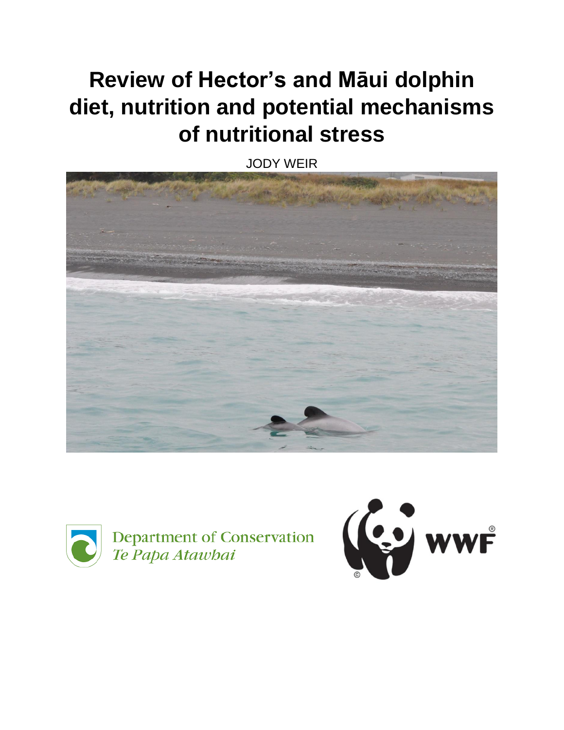# Review of Hector's and Māui dolphin diet, nutrition and potential mechanisms of nutritional stress

JODY WEIR

Department of Conservation
*Te Papa Atawhai*

WWF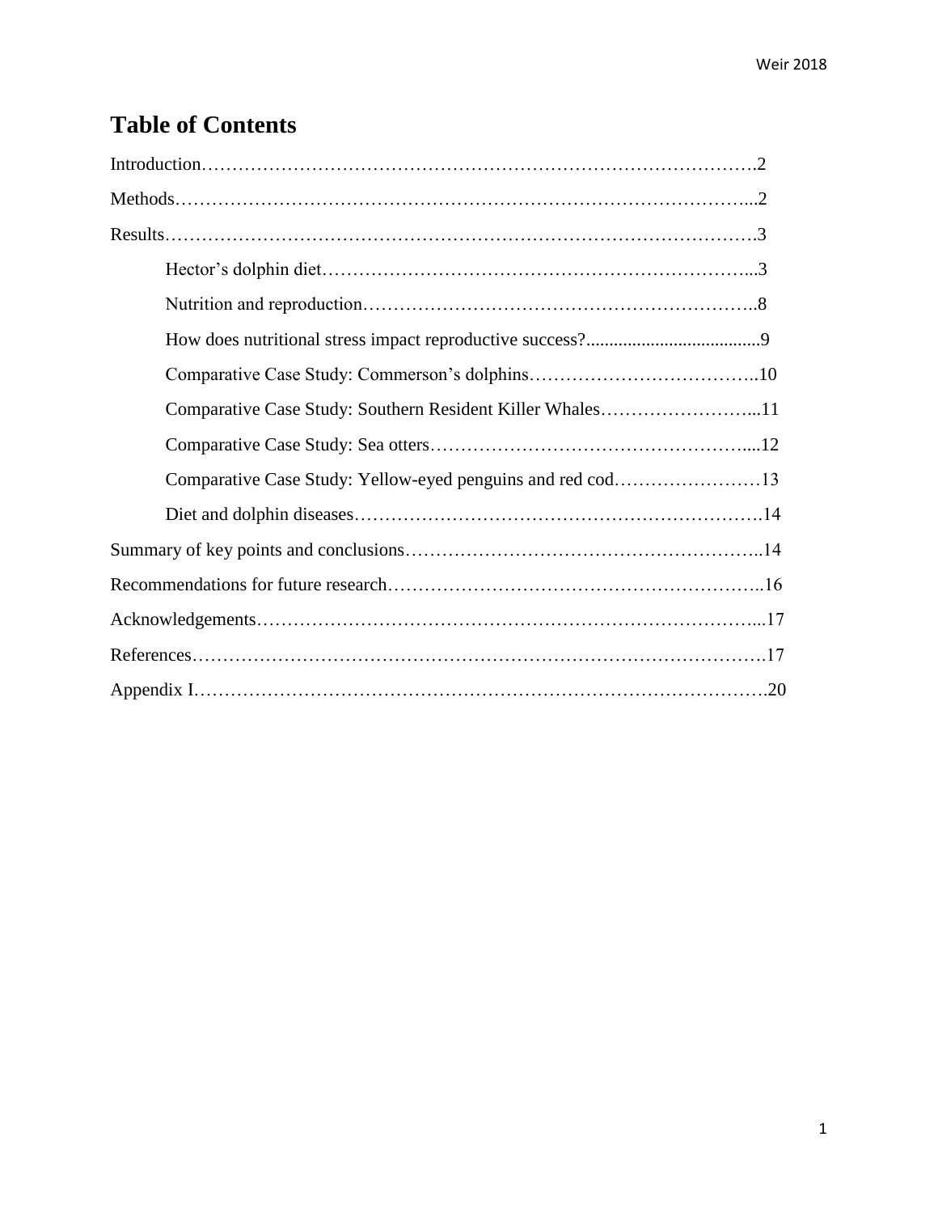# Table of Contents

Introduction……………………………………………………………………………….2

Methods…………………………………………………………………………………...2

Results…………………………………………………………………………………….3

- Hector's dolphin diet…………………………………………………………...3
- Nutrition and reproduction……………………………………………………..8
- How does nutritional stress impact reproductive success?......................................9
- Comparative Case Study: Commerson's dolphins………………………………..10
- Comparative Case Study: Southern Resident Killer Whales……………………...11
- Comparative Case Study: Sea otters……………………………………………....12
- Comparative Case Study: Yellow-eyed penguins and red cod……………………13
- Diet and dolphin diseases………………………………………………………….14

Summary of key points and conclusions…………………………………………………..14

Recommendations for future research……………………………………………………..16

Acknowledgements………………………………………………………………………...17

References………………………………………………………………………………….17

Appendix I………………………………………………………………………………….20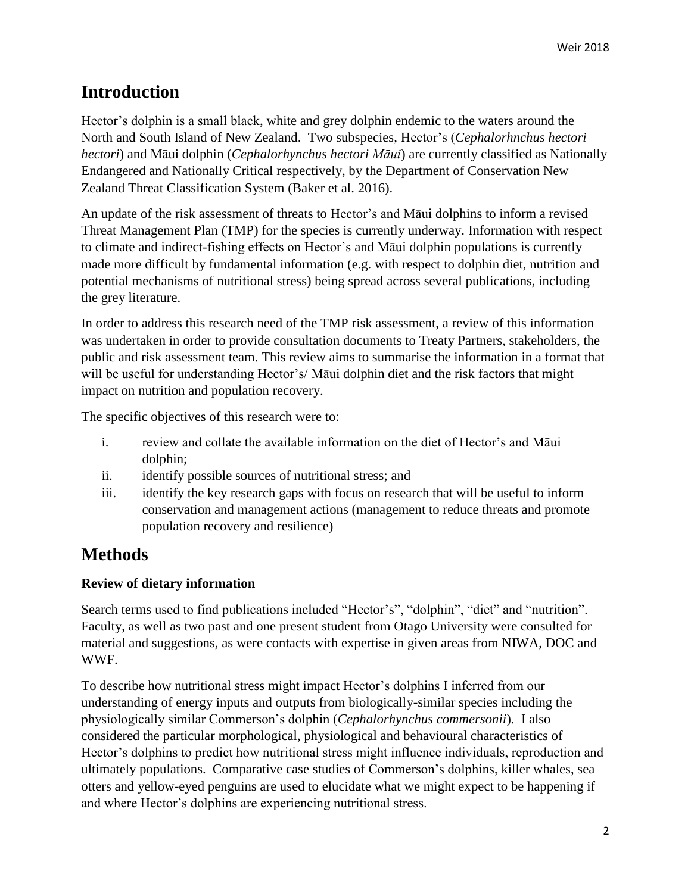# Introduction

Hector's dolphin is a small black, white and grey dolphin endemic to the waters around the North and South Island of New Zealand. Two subspecies, Hector's (*Cephalorhnchus hectori hectori*) and Māui dolphin (*Cephalorhynchus hectori Māui*) are currently classified as Nationally Endangered and Nationally Critical respectively, by the Department of Conservation New Zealand Threat Classification System (Baker et al. 2016).

An update of the risk assessment of threats to Hector's and Māui dolphins to inform a revised Threat Management Plan (TMP) for the species is currently underway. Information with respect to climate and indirect-fishing effects on Hector's and Māui dolphin populations is currently made more difficult by fundamental information (e.g. with respect to dolphin diet, nutrition and potential mechanisms of nutritional stress) being spread across several publications, including the grey literature.

In order to address this research need of the TMP risk assessment, a review of this information was undertaken in order to provide consultation documents to Treaty Partners, stakeholders, the public and risk assessment team. This review aims to summarise the information in a format that will be useful for understanding Hector's/ Māui dolphin diet and the risk factors that might impact on nutrition and population recovery.

The specific objectives of this research were to:

i. review and collate the available information on the diet of Hector's and Māui dolphin;
ii. identify possible sources of nutritional stress; and
iii. identify the key research gaps with focus on research that will be useful to inform conservation and management actions (management to reduce threats and promote population recovery and resilience)

# Methods

### Review of dietary information

Search terms used to find publications included "Hector's", "dolphin", "diet" and "nutrition". Faculty, as well as two past and one present student from Otago University were consulted for material and suggestions, as were contacts with expertise in given areas from NIWA, DOC and WWF.

To describe how nutritional stress might impact Hector's dolphins I inferred from our understanding of energy inputs and outputs from biologically-similar species including the physiologically similar Commerson's dolphin (*Cephalorhynchus commersonii*). I also considered the particular morphological, physiological and behavioural characteristics of Hector's dolphins to predict how nutritional stress might influence individuals, reproduction and ultimately populations. Comparative case studies of Commerson's dolphins, killer whales, sea otters and yellow-eyed penguins are used to elucidate what we might expect to be happening if and where Hector's dolphins are experiencing nutritional stress.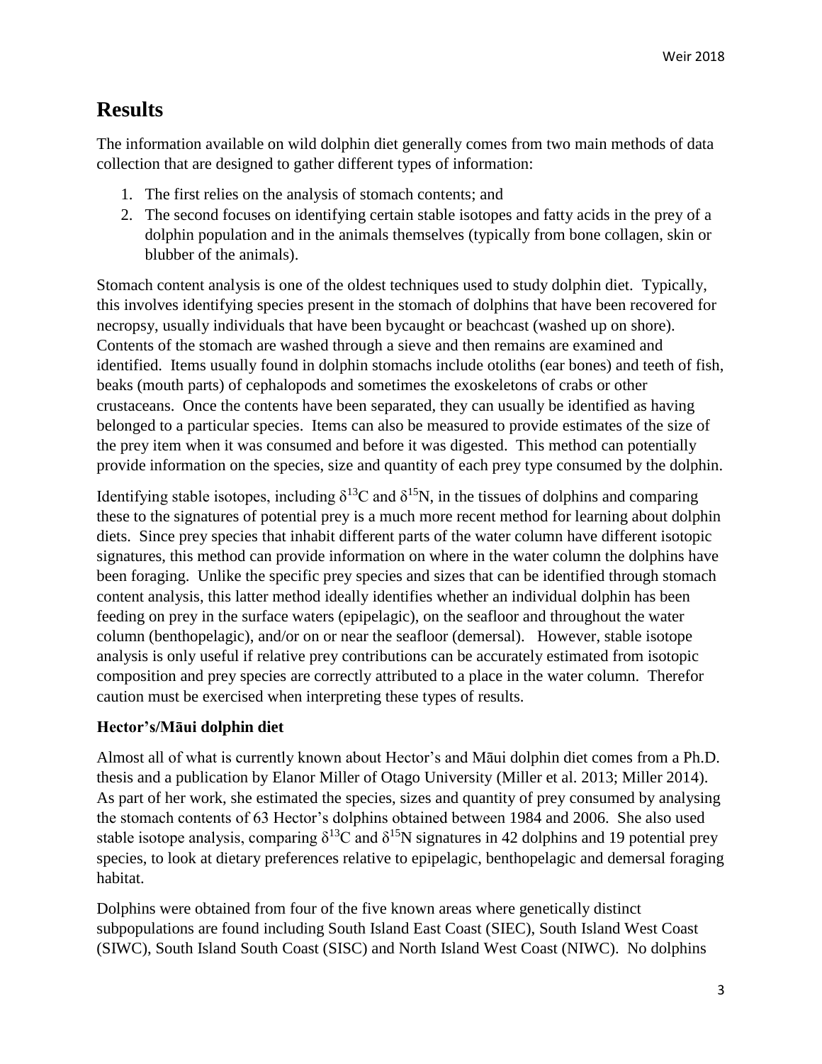# Results

The information available on wild dolphin diet generally comes from two main methods of data collection that are designed to gather different types of information:

1. The first relies on the analysis of stomach contents; and
2. The second focuses on identifying certain stable isotopes and fatty acids in the prey of a dolphin population and in the animals themselves (typically from bone collagen, skin or blubber of the animals).

Stomach content analysis is one of the oldest techniques used to study dolphin diet. Typically, this involves identifying species present in the stomach of dolphins that have been recovered for necropsy, usually individuals that have been bycaught or beachcast (washed up on shore). Contents of the stomach are washed through a sieve and then remains are examined and identified. Items usually found in dolphin stomachs include otoliths (ear bones) and teeth of fish, beaks (mouth parts) of cephalopods and sometimes the exoskeletons of crabs or other crustaceans. Once the contents have been separated, they can usually be identified as having belonged to a particular species. Items can also be measured to provide estimates of the size of the prey item when it was consumed and before it was digested. This method can potentially provide information on the species, size and quantity of each prey type consumed by the dolphin.

Identifying stable isotopes, including $\delta^{13}C$ and $\delta^{15}N$, in the tissues of dolphins and comparing these to the signatures of potential prey is a much more recent method for learning about dolphin diets. Since prey species that inhabit different parts of the water column have different isotopic signatures, this method can provide information on where in the water column the dolphins have been foraging. Unlike the specific prey species and sizes that can be identified through stomach content analysis, this latter method ideally identifies whether an individual dolphin has been feeding on prey in the surface waters (epipelagic), on the seafloor and throughout the water column (benthopelagic), and/or on or near the seafloor (demersal). However, stable isotope analysis is only useful if relative prey contributions can be accurately estimated from isotopic composition and prey species are correctly attributed to a place in the water column. Therefor caution must be exercised when interpreting these types of results.

### Hector's/Māui dolphin diet

Almost all of what is currently known about Hector's and Māui dolphin diet comes from a Ph.D. thesis and a publication by Elanor Miller of Otago University (Miller et al. 2013; Miller 2014). As part of her work, she estimated the species, sizes and quantity of prey consumed by analysing the stomach contents of 63 Hector's dolphins obtained between 1984 and 2006. She also used stable isotope analysis, comparing $\delta^{13}C$ and $\delta^{15}N$ signatures in 42 dolphins and 19 potential prey species, to look at dietary preferences relative to epipelagic, benthopelagic and demersal foraging habitat.

Dolphins were obtained from four of the five known areas where genetically distinct subpopulations are found including South Island East Coast (SIEC), South Island West Coast (SIWC), South Island South Coast (SISC) and North Island West Coast (NIWC). No dolphins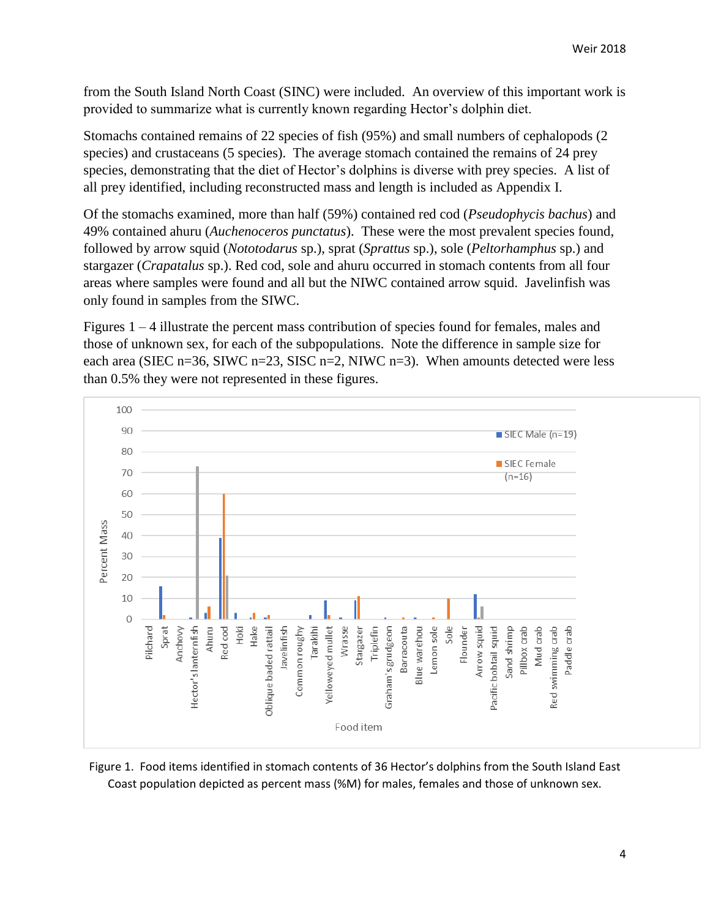from the South Island North Coast (SINC) were included. An overview of this important work is provided to summarize what is currently known regarding Hector's dolphin diet.

Stomachs contained remains of 22 species of fish (95%) and small numbers of cephalopods (2 species) and crustaceans (5 species). The average stomach contained the remains of 24 prey species, demonstrating that the diet of Hector's dolphins is diverse with prey species. A list of all prey identified, including reconstructed mass and length is included as Appendix I.

Of the stomachs examined, more than half (59%) contained red cod (*Pseudophycis bachus*) and 49% contained ahuru (*Auchenoceros punctatus*). These were the most prevalent species found, followed by arrow squid (*Nototodarus* sp.), sprat (*Sprattus* sp.), sole (*Peltorhamphus* sp.) and stargazer (*Crapatalus* sp.). Red cod, sole and ahuru occurred in stomach contents from all four areas where samples were found and all but the NIWC contained arrow squid. Javelinfish was only found in samples from the SIWC.

Figures 1 – 4 illustrate the percent mass contribution of species found for females, males and those of unknown sex, for each of the subpopulations. Note the difference in sample size for each area (SIEC n=36, SIWC n=23, SISC n=2, NIWC n=3). When amounts detected were less than 0.5% they were not represented in these figures.

Figure 1. Food items identified in stomach contents of 36 Hector's dolphins from the South Island East Coast population depicted as percent mass (%M) for males, females and those of unknown sex.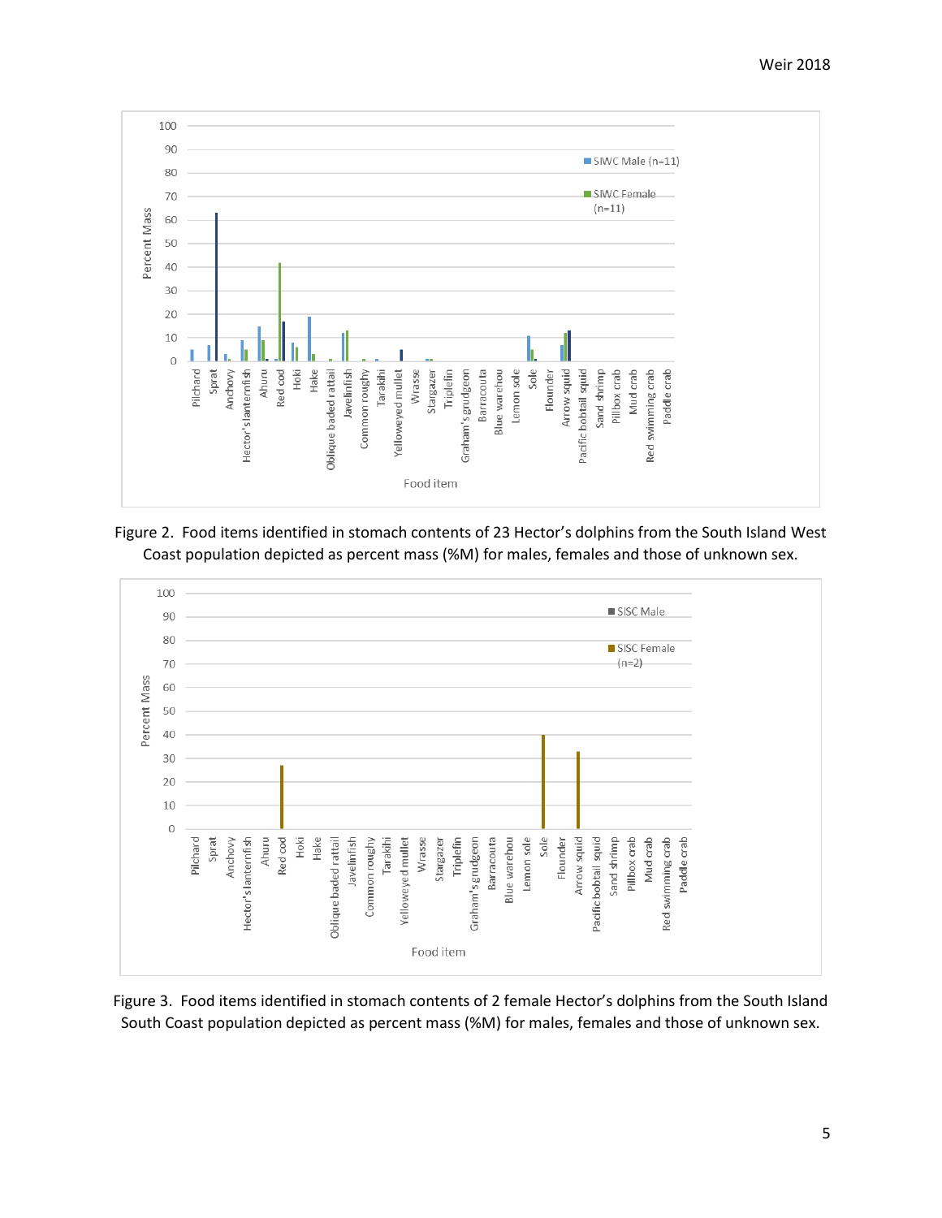Figure 2. Food items identified in stomach contents of 23 Hector's dolphins from the South Island West Coast population depicted as percent mass (%M) for males, females and those of unknown sex.

Figure 3. Food items identified in stomach contents of 2 female Hector's dolphins from the South Island South Coast population depicted as percent mass (%M) for males, females and those of unknown sex.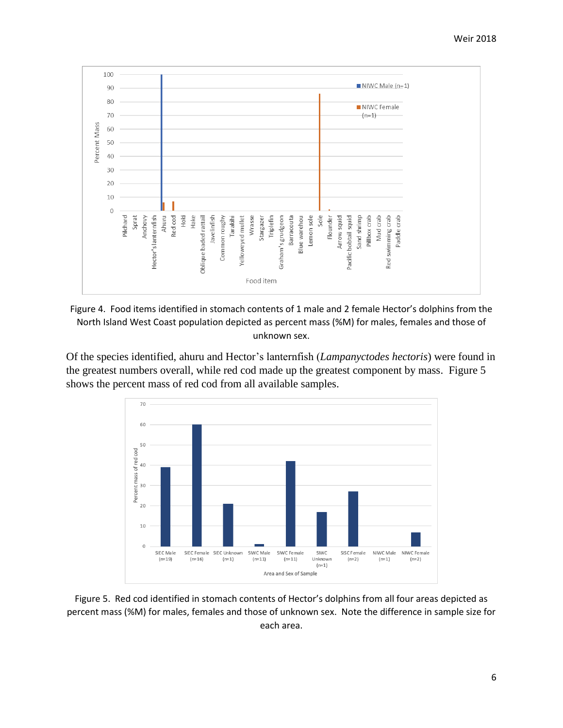Figure 4. Food items identified in stomach contents of 1 male and 2 female Hector's dolphins from the North Island West Coast population depicted as percent mass (%M) for males, females and those of unknown sex.

Of the species identified, ahuru and Hector's lanternfish (*Lampanyctodes hectoris*) were found in the greatest numbers overall, while red cod made up the greatest component by mass. Figure 5 shows the percent mass of red cod from all available samples.

Figure 5. Red cod identified in stomach contents of Hector's dolphins from all four areas depicted as percent mass (%M) for males, females and those of unknown sex. Note the difference in sample size for each area.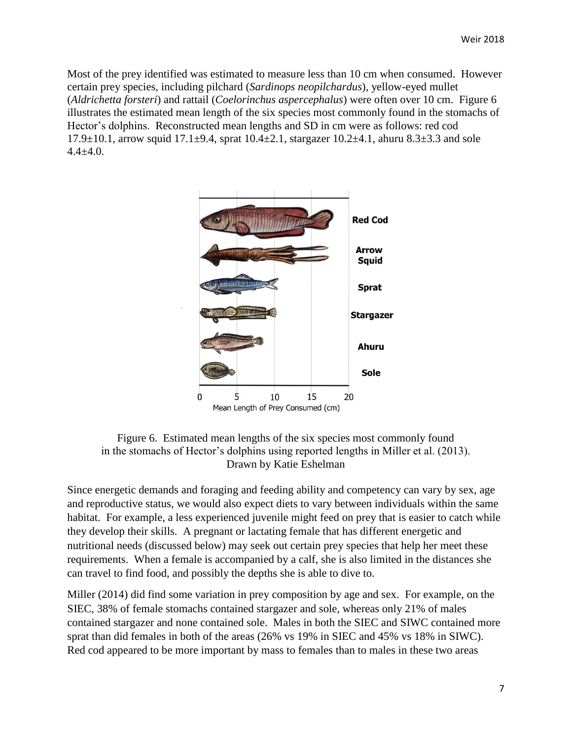Most of the prey identified was estimated to measure less than 10 cm when consumed. However certain prey species, including pilchard (*Sardinops neopilchardus*), yellow-eyed mullet (*Aldrichetta forsteri*) and rattail (*Coelorinchus aspercephalus*) were often over 10 cm. Figure 6 illustrates the estimated mean length of the six species most commonly found in the stomachs of Hector's dolphins. Reconstructed mean lengths and SD in cm were as follows: red cod 17.9±10.1, arrow squid 17.1±9.4, sprat 10.4±2.1, stargazer 10.2±4.1, ahuru 8.3±3.3 and sole 4.4±4.0.

Figure 6. Estimated mean lengths of the six species most commonly found in the stomachs of Hector's dolphins using reported lengths in Miller et al. (2013). Drawn by Katie Eshelman

Since energetic demands and foraging and feeding ability and competency can vary by sex, age and reproductive status, we would also expect diets to vary between individuals within the same habitat. For example, a less experienced juvenile might feed on prey that is easier to catch while they develop their skills. A pregnant or lactating female that has different energetic and nutritional needs (discussed below) may seek out certain prey species that help her meet these requirements. When a female is accompanied by a calf, she is also limited in the distances she can travel to find food, and possibly the depths she is able to dive to.

Miller (2014) did find some variation in prey composition by age and sex. For example, on the SIEC, 38% of female stomachs contained stargazer and sole, whereas only 21% of males contained stargazer and none contained sole. Males in both the SIEC and SIWC contained more sprat than did females in both of the areas (26% vs 19% in SIEC and 45% vs 18% in SIWC). Red cod appeared to be more important by mass to females than to males in these two areas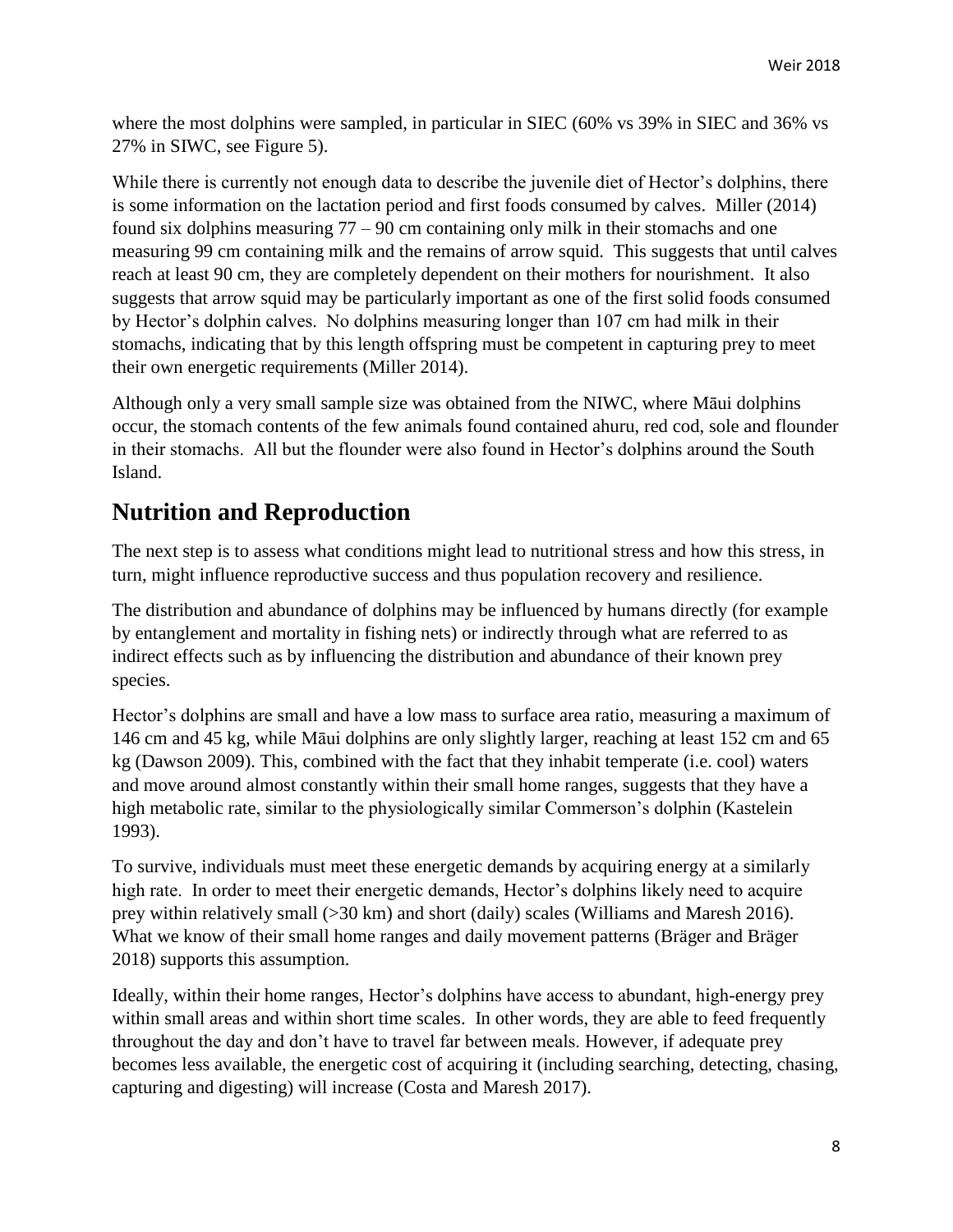where the most dolphins were sampled, in particular in SIEC (60% vs 39% in SIEC and 36% vs 27% in SIWC, see Figure 5).

While there is currently not enough data to describe the juvenile diet of Hector's dolphins, there is some information on the lactation period and first foods consumed by calves. Miller (2014) found six dolphins measuring 77 – 90 cm containing only milk in their stomachs and one measuring 99 cm containing milk and the remains of arrow squid. This suggests that until calves reach at least 90 cm, they are completely dependent on their mothers for nourishment. It also suggests that arrow squid may be particularly important as one of the first solid foods consumed by Hector's dolphin calves. No dolphins measuring longer than 107 cm had milk in their stomachs, indicating that by this length offspring must be competent in capturing prey to meet their own energetic requirements (Miller 2014).

Although only a very small sample size was obtained from the NIWC, where Māui dolphins occur, the stomach contents of the few animals found contained ahuru, red cod, sole and flounder in their stomachs. All but the flounder were also found in Hector's dolphins around the South Island.

## Nutrition and Reproduction

The next step is to assess what conditions might lead to nutritional stress and how this stress, in turn, might influence reproductive success and thus population recovery and resilience.

The distribution and abundance of dolphins may be influenced by humans directly (for example by entanglement and mortality in fishing nets) or indirectly through what are referred to as indirect effects such as by influencing the distribution and abundance of their known prey species.

Hector's dolphins are small and have a low mass to surface area ratio, measuring a maximum of 146 cm and 45 kg, while Māui dolphins are only slightly larger, reaching at least 152 cm and 65 kg (Dawson 2009). This, combined with the fact that they inhabit temperate (i.e. cool) waters and move around almost constantly within their small home ranges, suggests that they have a high metabolic rate, similar to the physiologically similar Commerson's dolphin (Kastelein 1993).

To survive, individuals must meet these energetic demands by acquiring energy at a similarly high rate. In order to meet their energetic demands, Hector's dolphins likely need to acquire prey within relatively small (>30 km) and short (daily) scales (Williams and Maresh 2016). What we know of their small home ranges and daily movement patterns (Bräger and Bräger 2018) supports this assumption.

Ideally, within their home ranges, Hector's dolphins have access to abundant, high-energy prey within small areas and within short time scales. In other words, they are able to feed frequently throughout the day and don't have to travel far between meals. However, if adequate prey becomes less available, the energetic cost of acquiring it (including searching, detecting, chasing, capturing and digesting) will increase (Costa and Maresh 2017).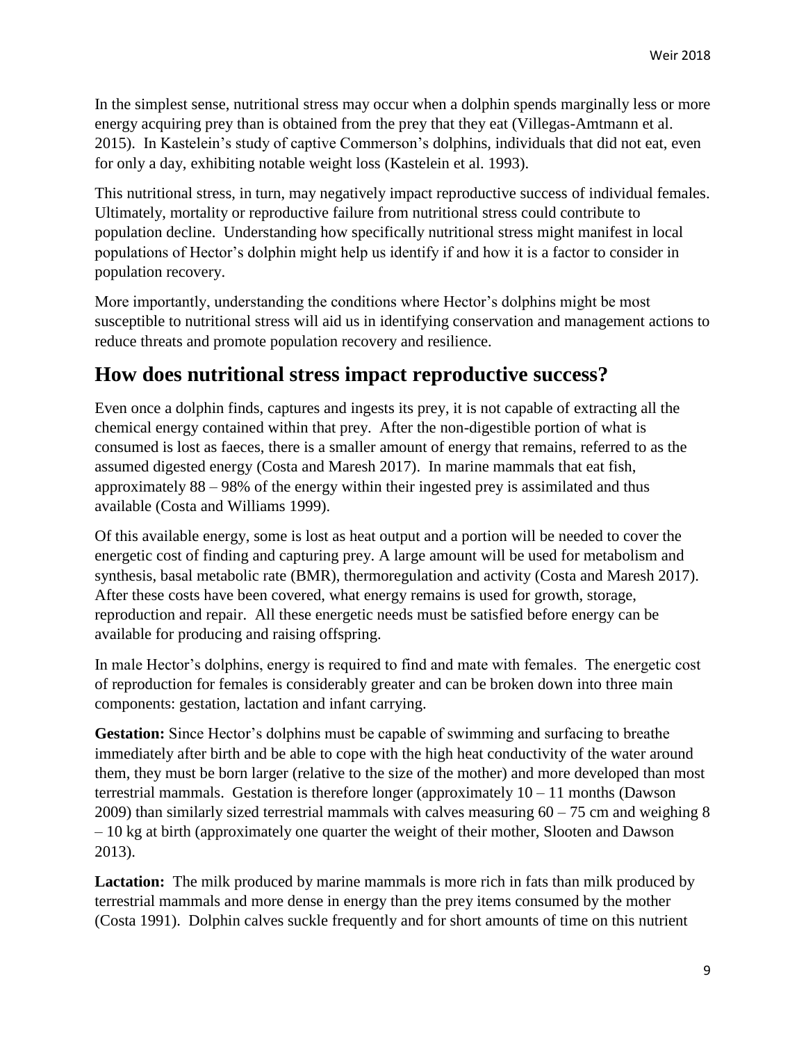In the simplest sense, nutritional stress may occur when a dolphin spends marginally less or more energy acquiring prey than is obtained from the prey that they eat (Villegas-Amtmann et al. 2015). In Kastelein's study of captive Commerson's dolphins, individuals that did not eat, even for only a day, exhibiting notable weight loss (Kastelein et al. 1993).

This nutritional stress, in turn, may negatively impact reproductive success of individual females. Ultimately, mortality or reproductive failure from nutritional stress could contribute to population decline. Understanding how specifically nutritional stress might manifest in local populations of Hector's dolphin might help us identify if and how it is a factor to consider in population recovery.

More importantly, understanding the conditions where Hector's dolphins might be most susceptible to nutritional stress will aid us in identifying conservation and management actions to reduce threats and promote population recovery and resilience.

## How does nutritional stress impact reproductive success?

Even once a dolphin finds, captures and ingests its prey, it is not capable of extracting all the chemical energy contained within that prey. After the non-digestible portion of what is consumed is lost as faeces, there is a smaller amount of energy that remains, referred to as the assumed digested energy (Costa and Maresh 2017). In marine mammals that eat fish, approximately 88 – 98% of the energy within their ingested prey is assimilated and thus available (Costa and Williams 1999).

Of this available energy, some is lost as heat output and a portion will be needed to cover the energetic cost of finding and capturing prey. A large amount will be used for metabolism and synthesis, basal metabolic rate (BMR), thermoregulation and activity (Costa and Maresh 2017). After these costs have been covered, what energy remains is used for growth, storage, reproduction and repair. All these energetic needs must be satisfied before energy can be available for producing and raising offspring.

In male Hector's dolphins, energy is required to find and mate with females. The energetic cost of reproduction for females is considerably greater and can be broken down into three main components: gestation, lactation and infant carrying.

**Gestation:** Since Hector's dolphins must be capable of swimming and surfacing to breathe immediately after birth and be able to cope with the high heat conductivity of the water around them, they must be born larger (relative to the size of the mother) and more developed than most terrestrial mammals. Gestation is therefore longer (approximately 10 – 11 months (Dawson 2009) than similarly sized terrestrial mammals with calves measuring 60 – 75 cm and weighing 8 – 10 kg at birth (approximately one quarter the weight of their mother, Slooten and Dawson 2013).

**Lactation:** The milk produced by marine mammals is more rich in fats than milk produced by terrestrial mammals and more dense in energy than the prey items consumed by the mother (Costa 1991). Dolphin calves suckle frequently and for short amounts of time on this nutrient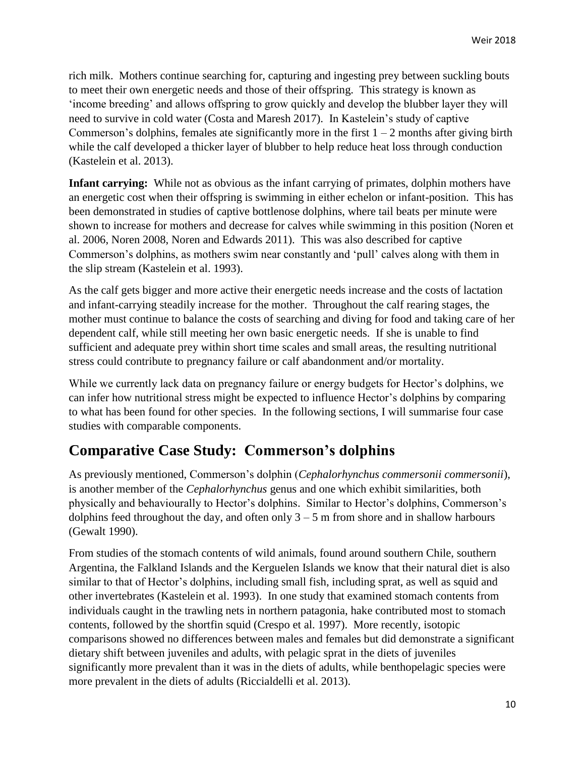rich milk. Mothers continue searching for, capturing and ingesting prey between suckling bouts to meet their own energetic needs and those of their offspring. This strategy is known as 'income breeding' and allows offspring to grow quickly and develop the blubber layer they will need to survive in cold water (Costa and Maresh 2017). In Kastelein's study of captive Commerson's dolphins, females ate significantly more in the first 1 – 2 months after giving birth while the calf developed a thicker layer of blubber to help reduce heat loss through conduction (Kastelein et al. 2013).

**Infant carrying:** While not as obvious as the infant carrying of primates, dolphin mothers have an energetic cost when their offspring is swimming in either echelon or infant-position. This has been demonstrated in studies of captive bottlenose dolphins, where tail beats per minute were shown to increase for mothers and decrease for calves while swimming in this position (Noren et al. 2006, Noren 2008, Noren and Edwards 2011). This was also described for captive Commerson's dolphins, as mothers swim near constantly and 'pull' calves along with them in the slip stream (Kastelein et al. 1993).

As the calf gets bigger and more active their energetic needs increase and the costs of lactation and infant-carrying steadily increase for the mother. Throughout the calf rearing stages, the mother must continue to balance the costs of searching and diving for food and taking care of her dependent calf, while still meeting her own basic energetic needs. If she is unable to find sufficient and adequate prey within short time scales and small areas, the resulting nutritional stress could contribute to pregnancy failure or calf abandonment and/or mortality.

While we currently lack data on pregnancy failure or energy budgets for Hector's dolphins, we can infer how nutritional stress might be expected to influence Hector's dolphins by comparing to what has been found for other species. In the following sections, I will summarise four case studies with comparable components.

## Comparative Case Study: Commerson's dolphins

As previously mentioned, Commerson's dolphin (*Cephalorhynchus commersonii commersonii*), is another member of the *Cephalorhynchus* genus and one which exhibit similarities, both physically and behaviourally to Hector's dolphins. Similar to Hector's dolphins, Commerson's dolphins feed throughout the day, and often only 3 – 5 m from shore and in shallow harbours (Gewalt 1990).

From studies of the stomach contents of wild animals, found around southern Chile, southern Argentina, the Falkland Islands and the Kerguelen Islands we know that their natural diet is also similar to that of Hector's dolphins, including small fish, including sprat, as well as squid and other invertebrates (Kastelein et al. 1993). In one study that examined stomach contents from individuals caught in the trawling nets in northern patagonia, hake contributed most to stomach contents, followed by the shortfin squid (Crespo et al. 1997). More recently, isotopic comparisons showed no differences between males and females but did demonstrate a significant dietary shift between juveniles and adults, with pelagic sprat in the diets of juveniles significantly more prevalent than it was in the diets of adults, while benthopelagic species were more prevalent in the diets of adults (Riccialdelli et al. 2013).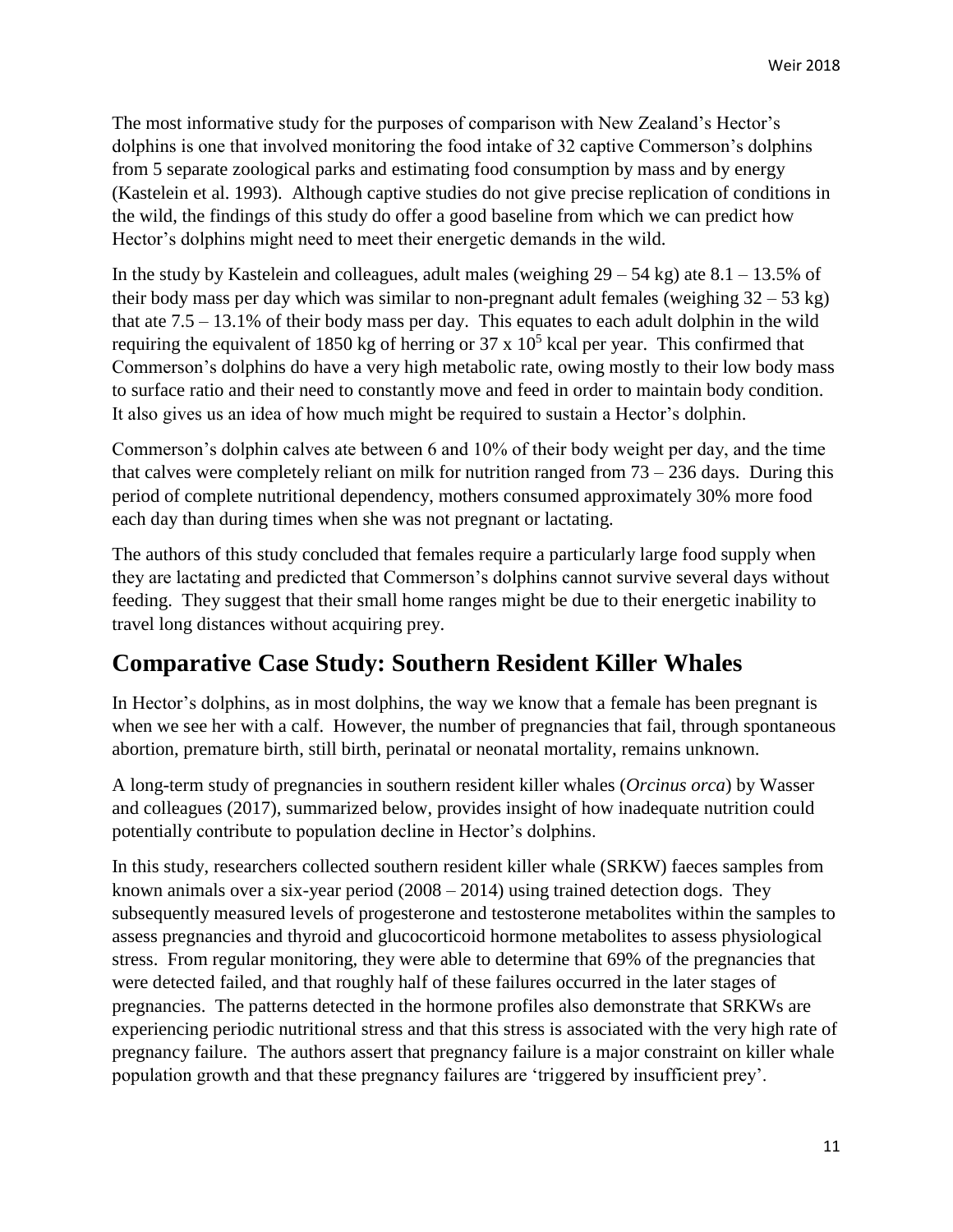The most informative study for the purposes of comparison with New Zealand's Hector's dolphins is one that involved monitoring the food intake of 32 captive Commerson's dolphins from 5 separate zoological parks and estimating food consumption by mass and by energy (Kastelein et al. 1993). Although captive studies do not give precise replication of conditions in the wild, the findings of this study do offer a good baseline from which we can predict how Hector's dolphins might need to meet their energetic demands in the wild.

In the study by Kastelein and colleagues, adult males (weighing 29 – 54 kg) ate 8.1 – 13.5% of their body mass per day which was similar to non-pregnant adult females (weighing 32 – 53 kg) that ate 7.5 – 13.1% of their body mass per day. This equates to each adult dolphin in the wild requiring the equivalent of 1850 kg of herring or $37 \times 10^5$ kcal per year. This confirmed that Commerson's dolphins do have a very high metabolic rate, owing mostly to their low body mass to surface ratio and their need to constantly move and feed in order to maintain body condition. It also gives us an idea of how much might be required to sustain a Hector's dolphin.

Commerson's dolphin calves ate between 6 and 10% of their body weight per day, and the time that calves were completely reliant on milk for nutrition ranged from 73 – 236 days. During this period of complete nutritional dependency, mothers consumed approximately 30% more food each day than during times when she was not pregnant or lactating.

The authors of this study concluded that females require a particularly large food supply when they are lactating and predicted that Commerson's dolphins cannot survive several days without feeding. They suggest that their small home ranges might be due to their energetic inability to travel long distances without acquiring prey.

## Comparative Case Study: Southern Resident Killer Whales

In Hector's dolphins, as in most dolphins, the way we know that a female has been pregnant is when we see her with a calf. However, the number of pregnancies that fail, through spontaneous abortion, premature birth, still birth, perinatal or neonatal mortality, remains unknown.

A long-term study of pregnancies in southern resident killer whales (*Orcinus orca*) by Wasser and colleagues (2017), summarized below, provides insight of how inadequate nutrition could potentially contribute to population decline in Hector's dolphins.

In this study, researchers collected southern resident killer whale (SRKW) faeces samples from known animals over a six-year period (2008 – 2014) using trained detection dogs. They subsequently measured levels of progesterone and testosterone metabolites within the samples to assess pregnancies and thyroid and glucocorticoid hormone metabolites to assess physiological stress. From regular monitoring, they were able to determine that 69% of the pregnancies that were detected failed, and that roughly half of these failures occurred in the later stages of pregnancies. The patterns detected in the hormone profiles also demonstrate that SRKWs are experiencing periodic nutritional stress and that this stress is associated with the very high rate of pregnancy failure. The authors assert that pregnancy failure is a major constraint on killer whale population growth and that these pregnancy failures are 'triggered by insufficient prey'.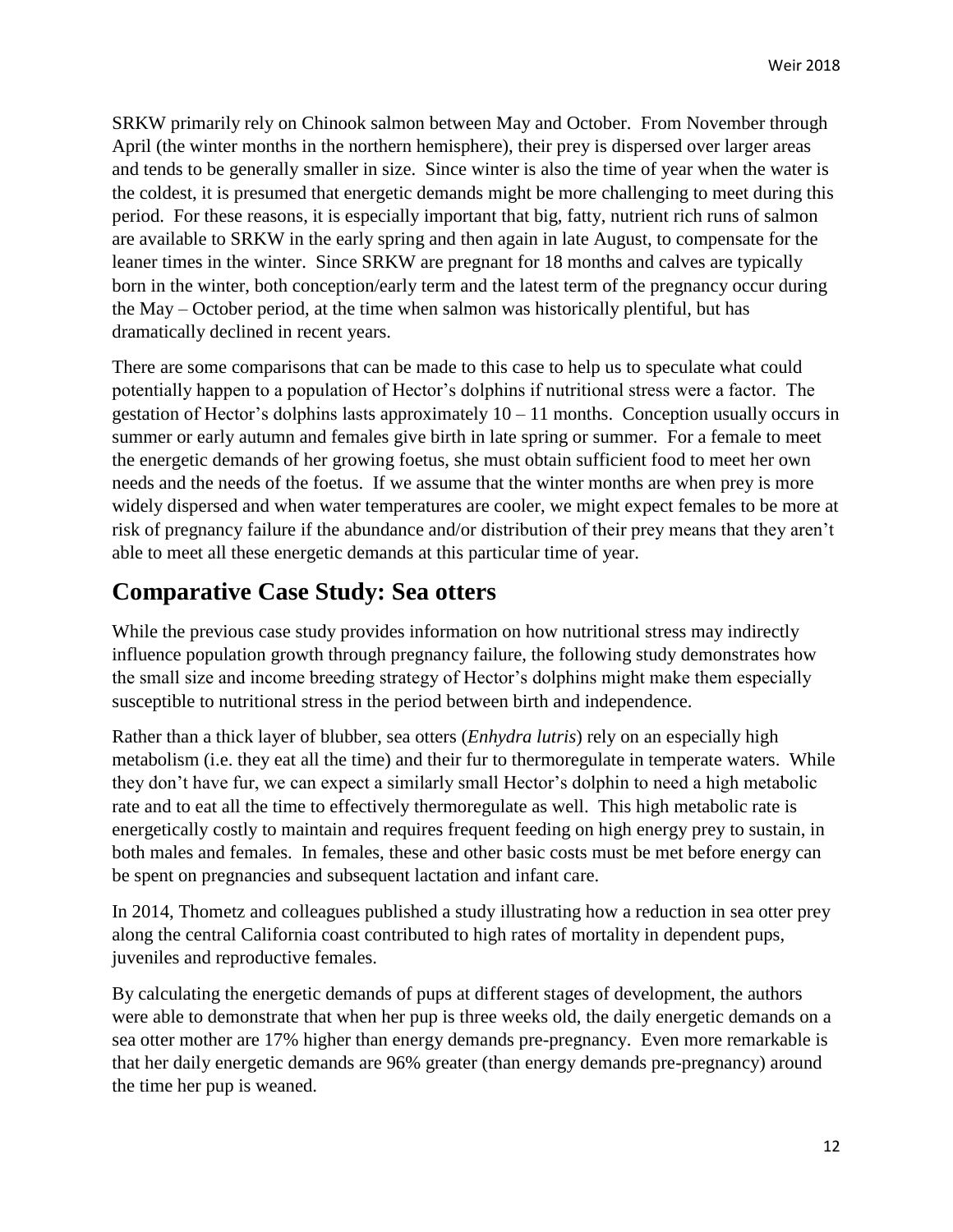SRKW primarily rely on Chinook salmon between May and October. From November through April (the winter months in the northern hemisphere), their prey is dispersed over larger areas and tends to be generally smaller in size. Since winter is also the time of year when the water is the coldest, it is presumed that energetic demands might be more challenging to meet during this period. For these reasons, it is especially important that big, fatty, nutrient rich runs of salmon are available to SRKW in the early spring and then again in late August, to compensate for the leaner times in the winter. Since SRKW are pregnant for 18 months and calves are typically born in the winter, both conception/early term and the latest term of the pregnancy occur during the May – October period, at the time when salmon was historically plentiful, but has dramatically declined in recent years.

There are some comparisons that can be made to this case to help us to speculate what could potentially happen to a population of Hector's dolphins if nutritional stress were a factor. The gestation of Hector's dolphins lasts approximately 10 – 11 months. Conception usually occurs in summer or early autumn and females give birth in late spring or summer. For a female to meet the energetic demands of her growing foetus, she must obtain sufficient food to meet her own needs and the needs of the foetus. If we assume that the winter months are when prey is more widely dispersed and when water temperatures are cooler, we might expect females to be more at risk of pregnancy failure if the abundance and/or distribution of their prey means that they aren't able to meet all these energetic demands at this particular time of year.

## Comparative Case Study: Sea otters

While the previous case study provides information on how nutritional stress may indirectly influence population growth through pregnancy failure, the following study demonstrates how the small size and income breeding strategy of Hector's dolphins might make them especially susceptible to nutritional stress in the period between birth and independence.

Rather than a thick layer of blubber, sea otters (*Enhydra lutris*) rely on an especially high metabolism (i.e. they eat all the time) and their fur to thermoregulate in temperate waters. While they don't have fur, we can expect a similarly small Hector's dolphin to need a high metabolic rate and to eat all the time to effectively thermoregulate as well. This high metabolic rate is energetically costly to maintain and requires frequent feeding on high energy prey to sustain, in both males and females. In females, these and other basic costs must be met before energy can be spent on pregnancies and subsequent lactation and infant care.

In 2014, Thometz and colleagues published a study illustrating how a reduction in sea otter prey along the central California coast contributed to high rates of mortality in dependent pups, juveniles and reproductive females.

By calculating the energetic demands of pups at different stages of development, the authors were able to demonstrate that when her pup is three weeks old, the daily energetic demands on a sea otter mother are 17% higher than energy demands pre-pregnancy. Even more remarkable is that her daily energetic demands are 96% greater (than energy demands pre-pregnancy) around the time her pup is weaned.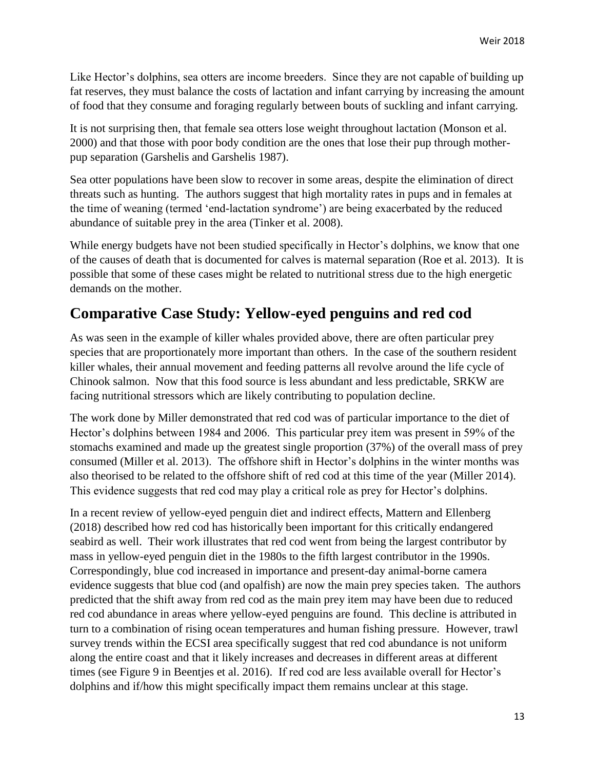Like Hector's dolphins, sea otters are income breeders. Since they are not capable of building up fat reserves, they must balance the costs of lactation and infant carrying by increasing the amount of food that they consume and foraging regularly between bouts of suckling and infant carrying.

It is not surprising then, that female sea otters lose weight throughout lactation (Monson et al. 2000) and that those with poor body condition are the ones that lose their pup through mother-pup separation (Garshelis and Garshelis 1987).

Sea otter populations have been slow to recover in some areas, despite the elimination of direct threats such as hunting. The authors suggest that high mortality rates in pups and in females at the time of weaning (termed 'end-lactation syndrome') are being exacerbated by the reduced abundance of suitable prey in the area (Tinker et al. 2008).

While energy budgets have not been studied specifically in Hector's dolphins, we know that one of the causes of death that is documented for calves is maternal separation (Roe et al. 2013). It is possible that some of these cases might be related to nutritional stress due to the high energetic demands on the mother.

## Comparative Case Study: Yellow-eyed penguins and red cod

As was seen in the example of killer whales provided above, there are often particular prey species that are proportionately more important than others. In the case of the southern resident killer whales, their annual movement and feeding patterns all revolve around the life cycle of Chinook salmon. Now that this food source is less abundant and less predictable, SRKW are facing nutritional stressors which are likely contributing to population decline.

The work done by Miller demonstrated that red cod was of particular importance to the diet of Hector's dolphins between 1984 and 2006. This particular prey item was present in 59% of the stomachs examined and made up the greatest single proportion (37%) of the overall mass of prey consumed (Miller et al. 2013). The offshore shift in Hector's dolphins in the winter months was also theorised to be related to the offshore shift of red cod at this time of the year (Miller 2014). This evidence suggests that red cod may play a critical role as prey for Hector's dolphins.

In a recent review of yellow-eyed penguin diet and indirect effects, Mattern and Ellenberg (2018) described how red cod has historically been important for this critically endangered seabird as well. Their work illustrates that red cod went from being the largest contributor by mass in yellow-eyed penguin diet in the 1980s to the fifth largest contributor in the 1990s. Correspondingly, blue cod increased in importance and present-day animal-borne camera evidence suggests that blue cod (and opalfish) are now the main prey species taken. The authors predicted that the shift away from red cod as the main prey item may have been due to reduced red cod abundance in areas where yellow-eyed penguins are found. This decline is attributed in turn to a combination of rising ocean temperatures and human fishing pressure. However, trawl survey trends within the ECSI area specifically suggest that red cod abundance is not uniform along the entire coast and that it likely increases and decreases in different areas at different times (see Figure 9 in Beentjes et al. 2016). If red cod are less available overall for Hector's dolphins and if/how this might specifically impact them remains unclear at this stage.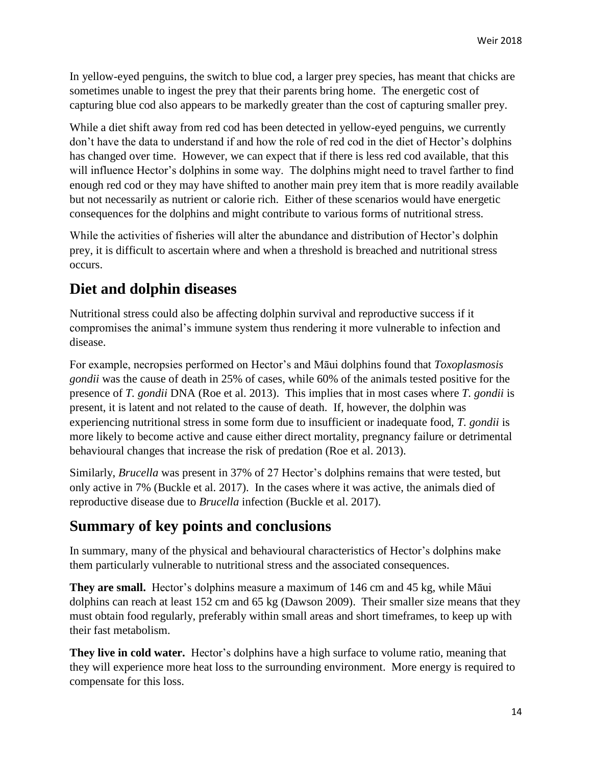In yellow-eyed penguins, the switch to blue cod, a larger prey species, has meant that chicks are sometimes unable to ingest the prey that their parents bring home. The energetic cost of capturing blue cod also appears to be markedly greater than the cost of capturing smaller prey.

While a diet shift away from red cod has been detected in yellow-eyed penguins, we currently don't have the data to understand if and how the role of red cod in the diet of Hector's dolphins has changed over time. However, we can expect that if there is less red cod available, that this will influence Hector's dolphins in some way. The dolphins might need to travel farther to find enough red cod or they may have shifted to another main prey item that is more readily available but not necessarily as nutrient or calorie rich. Either of these scenarios would have energetic consequences for the dolphins and might contribute to various forms of nutritional stress.

While the activities of fisheries will alter the abundance and distribution of Hector's dolphin prey, it is difficult to ascertain where and when a threshold is breached and nutritional stress occurs.

## Diet and dolphin diseases

Nutritional stress could also be affecting dolphin survival and reproductive success if it compromises the animal's immune system thus rendering it more vulnerable to infection and disease.

For example, necropsies performed on Hector's and Māui dolphins found that *Toxoplasmosis gondii* was the cause of death in 25% of cases, while 60% of the animals tested positive for the presence of *T. gondii* DNA (Roe et al. 2013). This implies that in most cases where *T. gondii* is present, it is latent and not related to the cause of death. If, however, the dolphin was experiencing nutritional stress in some form due to insufficient or inadequate food, *T. gondii* is more likely to become active and cause either direct mortality, pregnancy failure or detrimental behavioural changes that increase the risk of predation (Roe et al. 2013).

Similarly, *Brucella* was present in 37% of 27 Hector's dolphins remains that were tested, but only active in 7% (Buckle et al. 2017). In the cases where it was active, the animals died of reproductive disease due to *Brucella* infection (Buckle et al. 2017).

## Summary of key points and conclusions

In summary, many of the physical and behavioural characteristics of Hector's dolphins make them particularly vulnerable to nutritional stress and the associated consequences.

**They are small.** Hector's dolphins measure a maximum of 146 cm and 45 kg, while Māui dolphins can reach at least 152 cm and 65 kg (Dawson 2009). Their smaller size means that they must obtain food regularly, preferably within small areas and short timeframes, to keep up with their fast metabolism.

**They live in cold water.** Hector's dolphins have a high surface to volume ratio, meaning that they will experience more heat loss to the surrounding environment. More energy is required to compensate for this loss.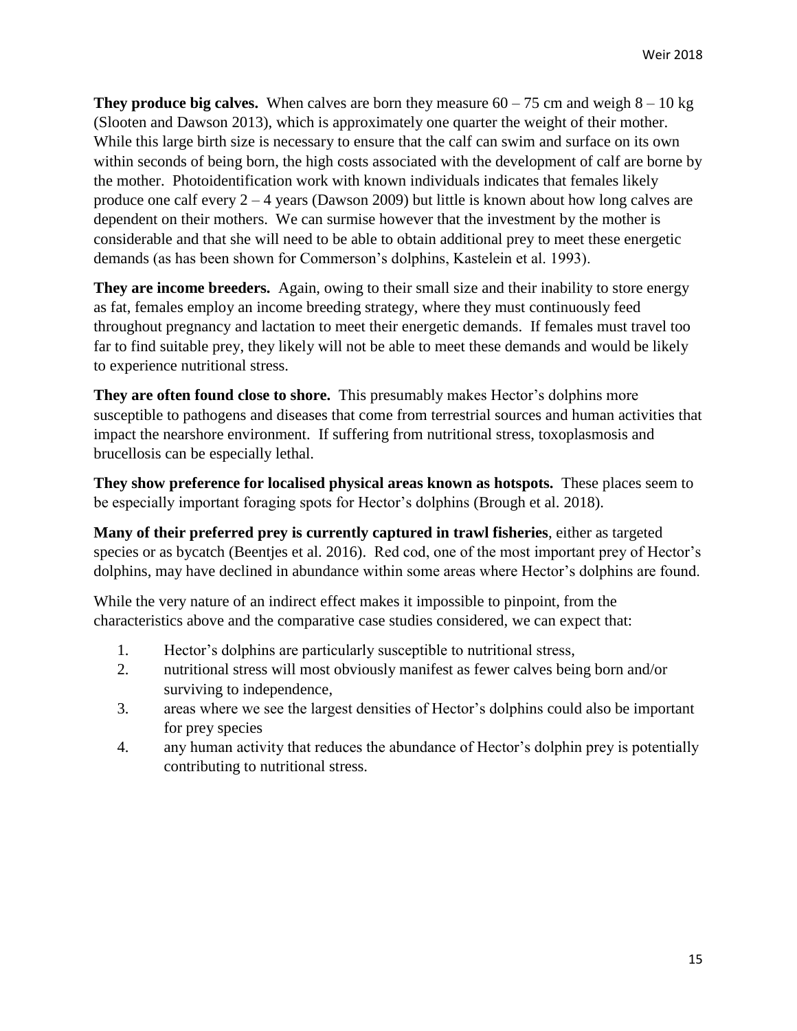**They produce big calves.** When calves are born they measure 60 – 75 cm and weigh 8 – 10 kg (Slooten and Dawson 2013), which is approximately one quarter the weight of their mother. While this large birth size is necessary to ensure that the calf can swim and surface on its own within seconds of being born, the high costs associated with the development of calf are borne by the mother. Photoidentification work with known individuals indicates that females likely produce one calf every 2 – 4 years (Dawson 2009) but little is known about how long calves are dependent on their mothers. We can surmise however that the investment by the mother is considerable and that she will need to be able to obtain additional prey to meet these energetic demands (as has been shown for Commerson's dolphins, Kastelein et al. 1993).

**They are income breeders.** Again, owing to their small size and their inability to store energy as fat, females employ an income breeding strategy, where they must continuously feed throughout pregnancy and lactation to meet their energetic demands. If females must travel too far to find suitable prey, they likely will not be able to meet these demands and would be likely to experience nutritional stress.

**They are often found close to shore.** This presumably makes Hector's dolphins more susceptible to pathogens and diseases that come from terrestrial sources and human activities that impact the nearshore environment. If suffering from nutritional stress, toxoplasmosis and brucellosis can be especially lethal.

**They show preference for localised physical areas known as hotspots.** These places seem to be especially important foraging spots for Hector's dolphins (Brough et al. 2018).

**Many of their preferred prey is currently captured in trawl fisheries**, either as targeted species or as bycatch (Beentjes et al. 2016). Red cod, one of the most important prey of Hector's dolphins, may have declined in abundance within some areas where Hector's dolphins are found.

While the very nature of an indirect effect makes it impossible to pinpoint, from the characteristics above and the comparative case studies considered, we can expect that:

1. Hector's dolphins are particularly susceptible to nutritional stress,
2. nutritional stress will most obviously manifest as fewer calves being born and/or surviving to independence,
3. areas where we see the largest densities of Hector's dolphins could also be important for prey species
4. any human activity that reduces the abundance of Hector's dolphin prey is potentially contributing to nutritional stress.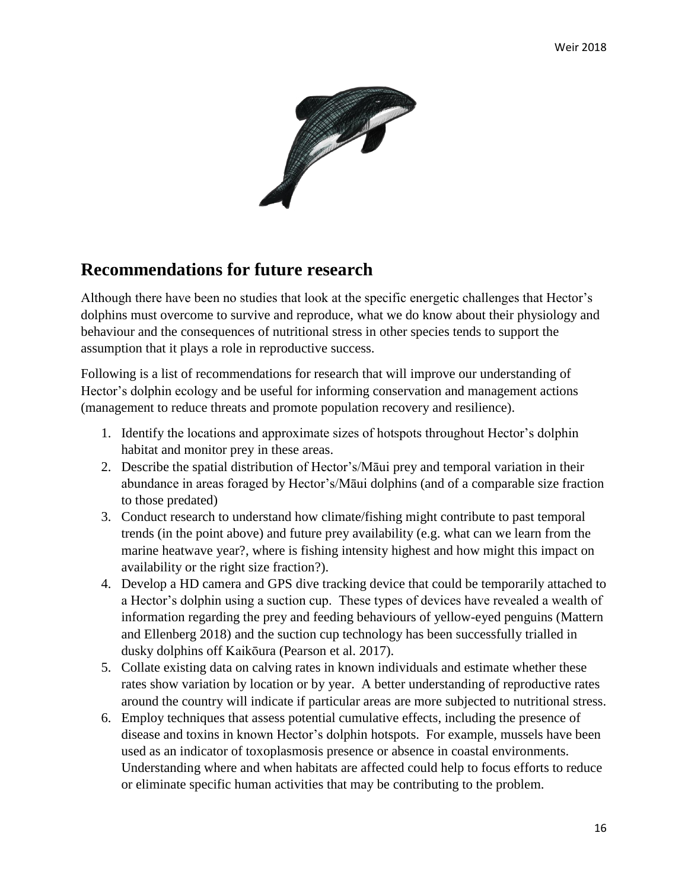## Recommendations for future research

Although there have been no studies that look at the specific energetic challenges that Hector's dolphins must overcome to survive and reproduce, what we do know about their physiology and behaviour and the consequences of nutritional stress in other species tends to support the assumption that it plays a role in reproductive success.

Following is a list of recommendations for research that will improve our understanding of Hector's dolphin ecology and be useful for informing conservation and management actions (management to reduce threats and promote population recovery and resilience).

1. Identify the locations and approximate sizes of hotspots throughout Hector's dolphin habitat and monitor prey in these areas.
2. Describe the spatial distribution of Hector's/Māui prey and temporal variation in their abundance in areas foraged by Hector's/Māui dolphins (and of a comparable size fraction to those predated)
3. Conduct research to understand how climate/fishing might contribute to past temporal trends (in the point above) and future prey availability (e.g. what can we learn from the marine heatwave year?, where is fishing intensity highest and how might this impact on availability or the right size fraction?).
4. Develop a HD camera and GPS dive tracking device that could be temporarily attached to a Hector's dolphin using a suction cup. These types of devices have revealed a wealth of information regarding the prey and feeding behaviours of yellow-eyed penguins (Mattern and Ellenberg 2018) and the suction cup technology has been successfully trialled in dusky dolphins off Kaikōura (Pearson et al. 2017).
5. Collate existing data on calving rates in known individuals and estimate whether these rates show variation by location or by year. A better understanding of reproductive rates around the country will indicate if particular areas are more subjected to nutritional stress.
6. Employ techniques that assess potential cumulative effects, including the presence of disease and toxins in known Hector's dolphin hotspots. For example, mussels have been used as an indicator of toxoplasmosis presence or absence in coastal environments. Understanding where and when habitats are affected could help to focus efforts to reduce or eliminate specific human activities that may be contributing to the problem.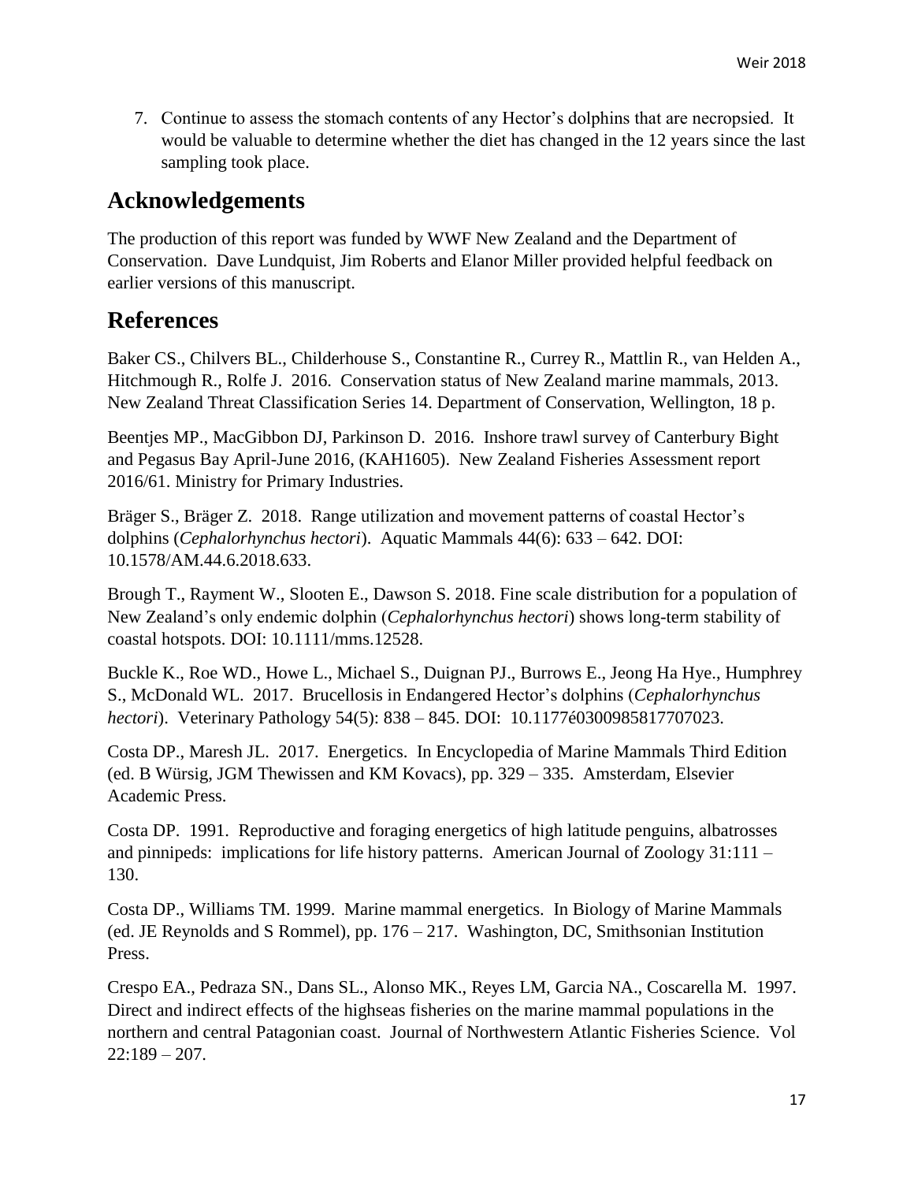7. Continue to assess the stomach contents of any Hector's dolphins that are necropsied. It would be valuable to determine whether the diet has changed in the 12 years since the last sampling took place.

## Acknowledgements

The production of this report was funded by WWF New Zealand and the Department of Conservation. Dave Lundquist, Jim Roberts and Elanor Miller provided helpful feedback on earlier versions of this manuscript.

## References

Baker CS., Chilvers BL., Childerhouse S., Constantine R., Currey R., Mattlin R., van Helden A., Hitchmough R., Rolfe J. 2016. Conservation status of New Zealand marine mammals, 2013. New Zealand Threat Classification Series 14. Department of Conservation, Wellington, 18 p.

Beentjes MP., MacGibbon DJ, Parkinson D. 2016. Inshore trawl survey of Canterbury Bight and Pegasus Bay April-June 2016, (KAH1605). New Zealand Fisheries Assessment report 2016/61. Ministry for Primary Industries.

Bräger S., Bräger Z. 2018. Range utilization and movement patterns of coastal Hector's dolphins (*Cephalorhynchus hectori*). Aquatic Mammals 44(6): 633 – 642. DOI: 10.1578/AM.44.6.2018.633.

Brough T., Rayment W., Slooten E., Dawson S. 2018. Fine scale distribution for a population of New Zealand's only endemic dolphin (*Cephalorhynchus hectori*) shows long-term stability of coastal hotspots. DOI: 10.1111/mms.12528.

Buckle K., Roe WD., Howe L., Michael S., Duignan PJ., Burrows E., Jeong Ha Hye., Humphrey S., McDonald WL. 2017. Brucellosis in Endangered Hector's dolphins (*Cephalorhynchus hectori*). Veterinary Pathology 54(5): 838 – 845. DOI: 10.1177é0300985817707023.

Costa DP., Maresh JL. 2017. Energetics. In Encyclopedia of Marine Mammals Third Edition (ed. B Würsig, JGM Thewissen and KM Kovacs), pp. 329 – 335. Amsterdam, Elsevier Academic Press.

Costa DP. 1991. Reproductive and foraging energetics of high latitude penguins, albatrosses and pinnipeds: implications for life history patterns. American Journal of Zoology 31:111 – 130.

Costa DP., Williams TM. 1999. Marine mammal energetics. In Biology of Marine Mammals (ed. JE Reynolds and S Rommel), pp. 176 – 217. Washington, DC, Smithsonian Institution Press.

Crespo EA., Pedraza SN., Dans SL., Alonso MK., Reyes LM, Garcia NA., Coscarella M. 1997. Direct and indirect effects of the highseas fisheries on the marine mammal populations in the northern and central Patagonian coast. Journal of Northwestern Atlantic Fisheries Science. Vol 22:189 – 207.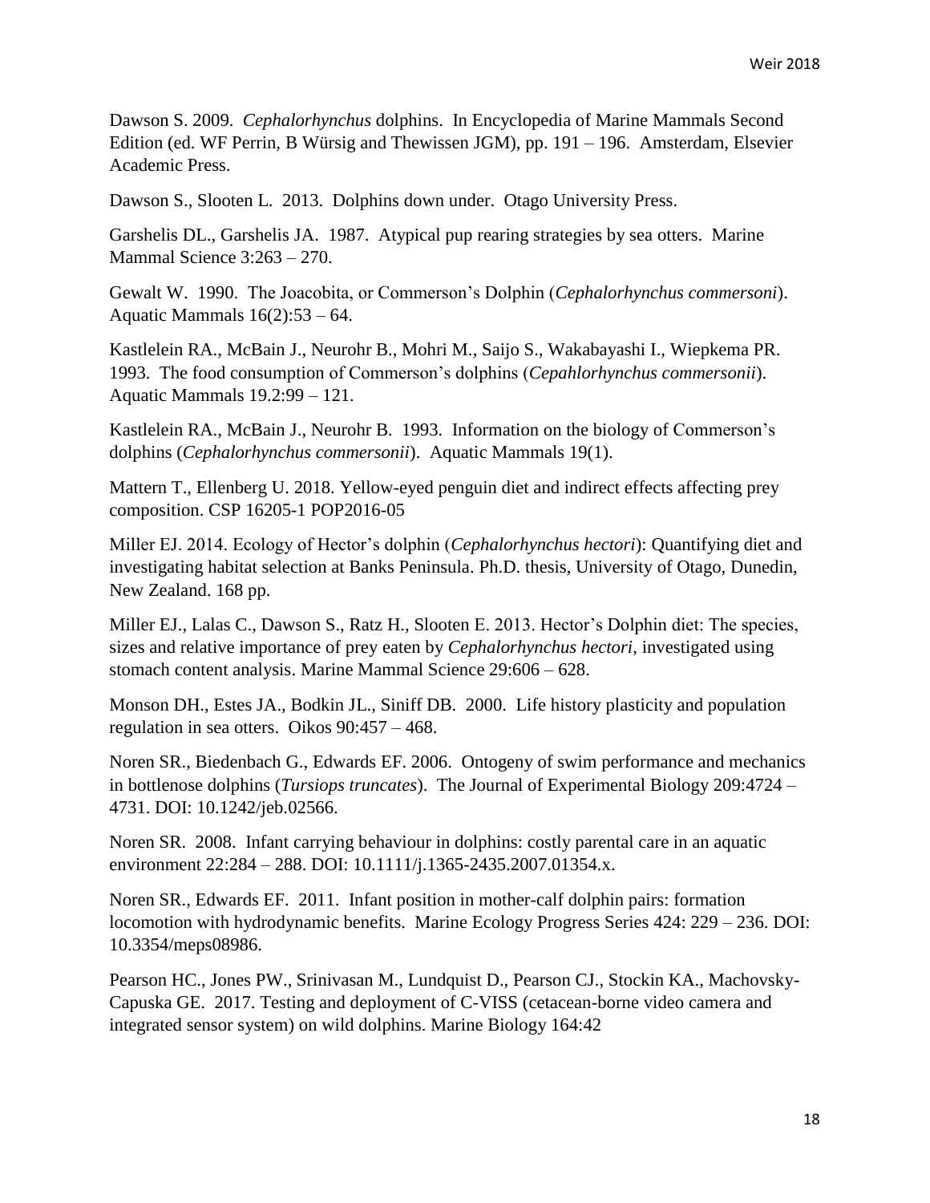Dawson S. 2009. *Cephalorhynchus* dolphins. In Encyclopedia of Marine Mammals Second Edition (ed. WF Perrin, B Würsig and Thewissen JGM), pp. 191 – 196. Amsterdam, Elsevier Academic Press.

Dawson S., Slooten L. 2013. Dolphins down under. Otago University Press.

Garshelis DL., Garshelis JA. 1987. Atypical pup rearing strategies by sea otters. Marine Mammal Science 3:263 – 270.

Gewalt W. 1990. The Joacobita, or Commerson's Dolphin (*Cephalorhynchus commersoni*). Aquatic Mammals 16(2):53 – 64.

Kastlelein RA., McBain J., Neurohr B., Mohri M., Saijo S., Wakabayashi I., Wiepkema PR. 1993. The food consumption of Commerson's dolphins (*Cepahlorhynchus commersonii*). Aquatic Mammals 19.2:99 – 121.

Kastlelein RA., McBain J., Neurohr B. 1993. Information on the biology of Commerson's dolphins (*Cephalorhynchus commersonii*). Aquatic Mammals 19(1).

Mattern T., Ellenberg U. 2018. Yellow-eyed penguin diet and indirect effects affecting prey composition. CSP 16205-1 POP2016-05

Miller EJ. 2014. Ecology of Hector's dolphin (*Cephalorhynchus hectori*): Quantifying diet and investigating habitat selection at Banks Peninsula. Ph.D. thesis, University of Otago, Dunedin, New Zealand. 168 pp.

Miller EJ., Lalas C., Dawson S., Ratz H., Slooten E. 2013. Hector's Dolphin diet: The species, sizes and relative importance of prey eaten by *Cephalorhynchus hectori*, investigated using stomach content analysis. Marine Mammal Science 29:606 – 628.

Monson DH., Estes JA., Bodkin JL., Siniff DB. 2000. Life history plasticity and population regulation in sea otters. Oikos 90:457 – 468.

Noren SR., Biedenbach G., Edwards EF. 2006. Ontogeny of swim performance and mechanics in bottlenose dolphins (*Tursiops truncates*). The Journal of Experimental Biology 209:4724 – 4731. DOI: 10.1242/jeb.02566.

Noren SR. 2008. Infant carrying behaviour in dolphins: costly parental care in an aquatic environment 22:284 – 288. DOI: 10.1111/j.1365-2435.2007.01354.x.

Noren SR., Edwards EF. 2011. Infant position in mother-calf dolphin pairs: formation locomotion with hydrodynamic benefits. Marine Ecology Progress Series 424: 229 – 236. DOI: 10.3354/meps08986.

Pearson HC., Jones PW., Srinivasan M., Lundquist D., Pearson CJ., Stockin KA., Machovsky-Capuska GE. 2017. Testing and deployment of C-VISS (cetacean-borne video camera and integrated sensor system) on wild dolphins. Marine Biology 164:42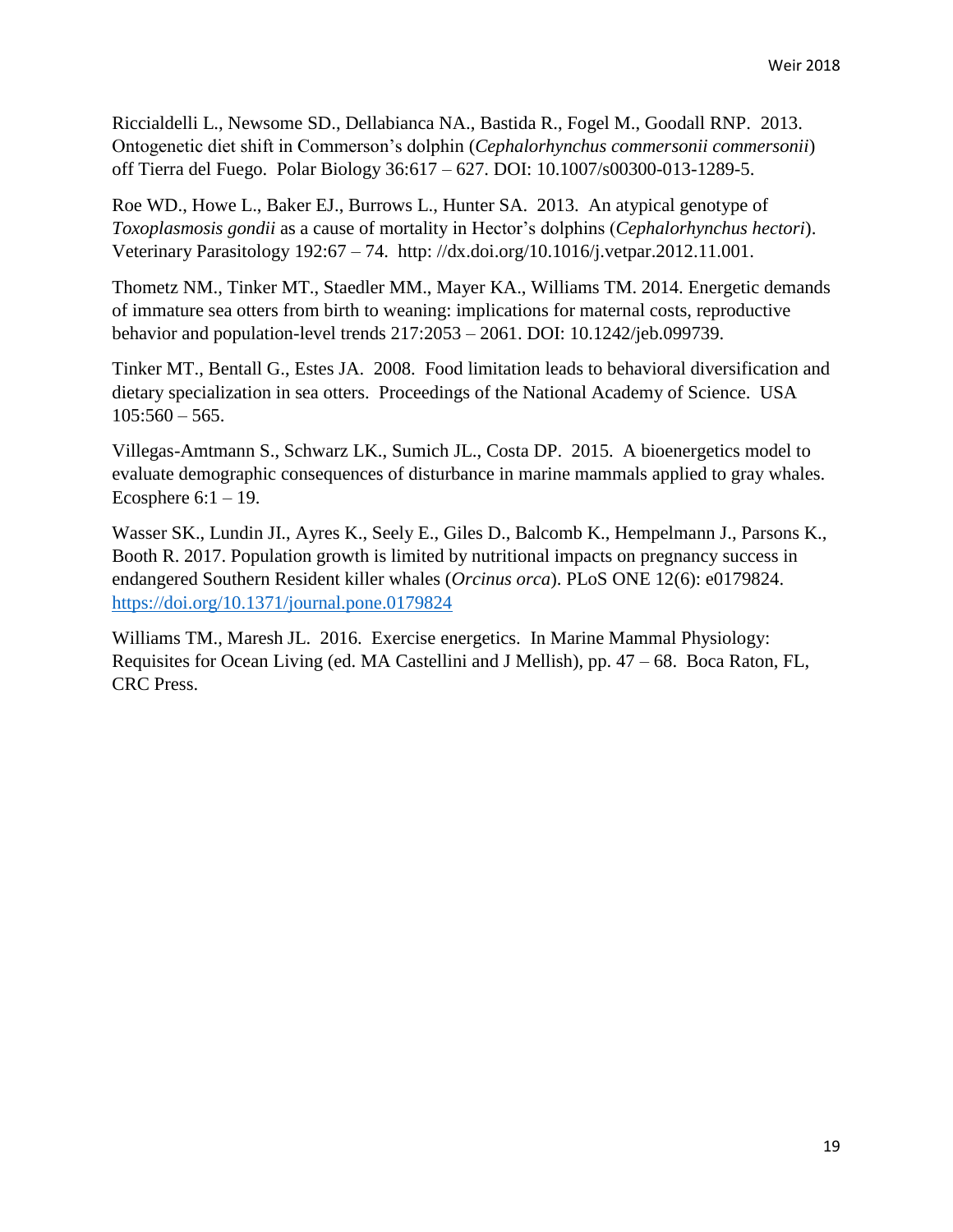Riccialdelli L., Newsome SD., Dellabianca NA., Bastida R., Fogel M., Goodall RNP. 2013. Ontogenetic diet shift in Commerson's dolphin (*Cephalorhynchus commersonii commersonii*) off Tierra del Fuego. Polar Biology 36:617 – 627. DOI: 10.1007/s00300-013-1289-5.

Roe WD., Howe L., Baker EJ., Burrows L., Hunter SA. 2013. An atypical genotype of *Toxoplasmosis gondii* as a cause of mortality in Hector's dolphins (*Cephalorhynchus hectori*). Veterinary Parasitology 192:67 – 74. http: //dx.doi.org/10.1016/j.vetpar.2012.11.001.

Thometz NM., Tinker MT., Staedler MM., Mayer KA., Williams TM. 2014. Energetic demands of immature sea otters from birth to weaning: implications for maternal costs, reproductive behavior and population-level trends 217:2053 – 2061. DOI: 10.1242/jeb.099739.

Tinker MT., Bentall G., Estes JA. 2008. Food limitation leads to behavioral diversification and dietary specialization in sea otters. Proceedings of the National Academy of Science. USA 105:560 – 565.

Villegas-Amtmann S., Schwarz LK., Sumich JL., Costa DP. 2015. A bioenergetics model to evaluate demographic consequences of disturbance in marine mammals applied to gray whales. Ecosphere 6:1 – 19.

Wasser SK., Lundin JI., Ayres K., Seely E., Giles D., Balcomb K., Hempelmann J., Parsons K., Booth R. 2017. Population growth is limited by nutritional impacts on pregnancy success in endangered Southern Resident killer whales (*Orcinus orca*). PLoS ONE 12(6): e0179824. https://doi.org/10.1371/journal.pone.0179824

Williams TM., Maresh JL. 2016. Exercise energetics. In Marine Mammal Physiology: Requisites for Ocean Living (ed. MA Castellini and J Mellish), pp. 47 – 68. Boca Raton, FL, CRC Press.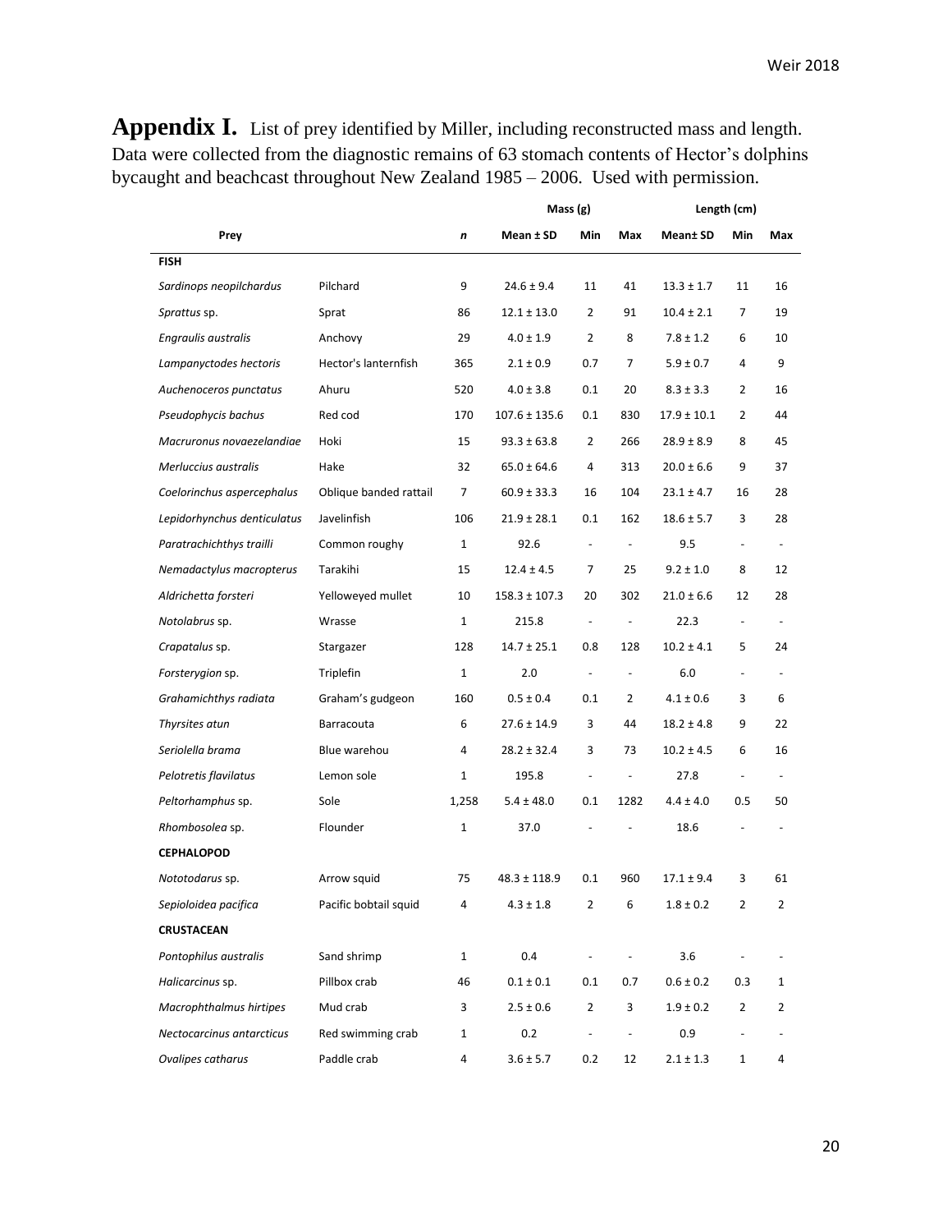**Appendix I.** List of prey identified by Miller, including reconstructed mass and length. Data were collected from the diagnostic remains of 63 stomach contents of Hector's dolphins bycaught and beachcast throughout New Zealand 1985 – 2006. Used with permission.

| Prey | | *n* | Mass (g) | | | Length (cm) | | |
|---|---|---|---|---|---|---|---|---|
| | | | Mean ± SD | Min | Max | Mean± SD | Min | Max |
| **FISH** | | | | | | | | |
| *Sardinops neopilchardus* | Pilchard | 9 | 24.6 ± 9.4 | 11 | 41 | 13.3 ± 1.7 | 11 | 16 |
| *Sprattus* sp. | Sprat | 86 | 12.1 ± 13.0 | 2 | 91 | 10.4 ± 2.1 | 7 | 19 |
| *Engraulis australis* | Anchovy | 29 | 4.0 ± 1.9 | 2 | 8 | 7.8 ± 1.2 | 6 | 10 |
| *Lampanyctodes hectoris* | Hector's lanternfish | 365 | 2.1 ± 0.9 | 0.7 | 7 | 5.9 ± 0.7 | 4 | 9 |
| *Auchenoceros punctatus* | Ahuru | 520 | 4.0 ± 3.8 | 0.1 | 20 | 8.3 ± 3.3 | 2 | 16 |
| *Pseudophycis bachus* | Red cod | 170 | 107.6 ± 135.6 | 0.1 | 830 | 17.9 ± 10.1 | 2 | 44 |
| *Macruronus novaezelandiae* | Hoki | 15 | 93.3 ± 63.8 | 2 | 266 | 28.9 ± 8.9 | 8 | 45 |
| *Merluccius australis* | Hake | 32 | 65.0 ± 64.6 | 4 | 313 | 20.0 ± 6.6 | 9 | 37 |
| *Coelorinchus aspercephalus* | Oblique banded rattail | 7 | 60.9 ± 33.3 | 16 | 104 | 23.1 ± 4.7 | 16 | 28 |
| *Lepidorhynchus denticulatus* | Javelinfish | 106 | 21.9 ± 28.1 | 0.1 | 162 | 18.6 ± 5.7 | 3 | 28 |
| *Paratrachichthys trailli* | Common roughy | 1 | 92.6 | - | - | 9.5 | - | - |
| *Nemadactylus macropterus* | Tarakihi | 15 | 12.4 ± 4.5 | 7 | 25 | 9.2 ± 1.0 | 8 | 12 |
| *Aldrichetta forsteri* | Yelloweyed mullet | 10 | 158.3 ± 107.3 | 20 | 302 | 21.0 ± 6.6 | 12 | 28 |
| *Notolabrus* sp. | Wrasse | 1 | 215.8 | - | - | 22.3 | - | - |
| *Crapatalus* sp. | Stargazer | 128 | 14.7 ± 25.1 | 0.8 | 128 | 10.2 ± 4.1 | 5 | 24 |
| *Forsterygion* sp. | Triplefin | 1 | 2.0 | - | - | 6.0 | - | - |
| *Grahamichthys radiata* | Graham's gudgeon | 160 | 0.5 ± 0.4 | 0.1 | 2 | 4.1 ± 0.6 | 3 | 6 |
| *Thyrsites atun* | Barracouta | 6 | 27.6 ± 14.9 | 3 | 44 | 18.2 ± 4.8 | 9 | 22 |
| *Seriolella brama* | Blue warehou | 4 | 28.2 ± 32.4 | 3 | 73 | 10.2 ± 4.5 | 6 | 16 |
| *Pelotretis flavilatus* | Lemon sole | 1 | 195.8 | - | - | 27.8 | - | - |
| *Peltorhamphus* sp. | Sole | 1,258 | 5.4 ± 48.0 | 0.1 | 1282 | 4.4 ± 4.0 | 0.5 | 50 |
| *Rhombosolea* sp. | Flounder | 1 | 37.0 | - | - | 18.6 | - | - |
| **CEPHALOPOD** | | | | | | | | |
| *Nototodarus* sp. | Arrow squid | 75 | 48.3 ± 118.9 | 0.1 | 960 | 17.1 ± 9.4 | 3 | 61 |
| *Sepioloidea pacifica* | Pacific bobtail squid | 4 | 4.3 ± 1.8 | 2 | 6 | 1.8 ± 0.2 | 2 | 2 |
| **CRUSTACEAN** | | | | | | | | |
| *Pontophilus australis* | Sand shrimp | 1 | 0.4 | - | - | 3.6 | - | - |
| *Halicarcinus* sp. | Pillbox crab | 46 | 0.1 ± 0.1 | 0.1 | 0.7 | 0.6 ± 0.2 | 0.3 | 1 |
| *Macrophthalmus hirtipes* | Mud crab | 3 | 2.5 ± 0.6 | 2 | 3 | 1.9 ± 0.2 | 2 | 2 |
| *Nectocarcinus antarcticus* | Red swimming crab | 1 | 0.2 | - | - | 0.9 | - | - |
| *Ovalipes catharus* | Paddle crab | 4 | 3.6 ± 5.7 | 0.2 | 12 | 2.1 ± 1.3 | 1 | 4 |